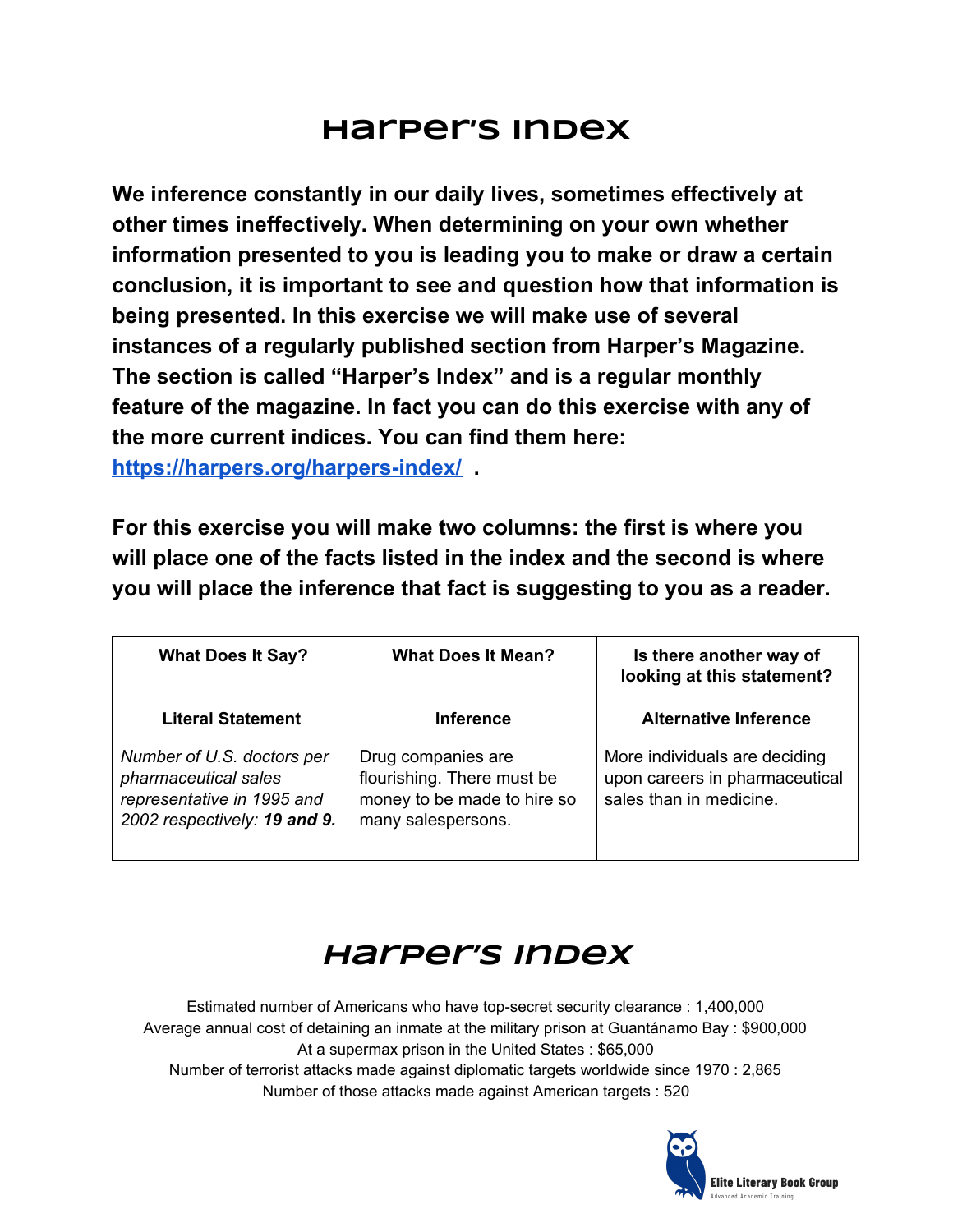# Harper's Index

**We inference constantly in our daily lives, sometimes effectively at other times ineffectively. When determining on your own whether information presented to you is leading you to make or draw a certain conclusion, it is important to see and question how that information is being presented. In this exercise we will make use of several instances of a regularly published section from Harper's Magazine. The section is called "Harper's Index" and is a regular monthly feature of the magazine. In fact you can do this exercise with any of the more current indices. You can find them here: [https://harpers.org/harpers-index/](https://harpers.org/harpers-index/) .**

**For this exercise you will make two columns: the first is where you will place one of the facts listed in the index and the second is where you will place the inference that fact is suggesting to you as a reader.**

| **What Does It Say?**<br><br>**Literal Statement** | **What Does It Mean?**<br><br>**Inference** | **Is there another way of looking at this statement?**<br><br>**Alternative Inference** |
|---|---|---|
| *Number of U.S. doctors per pharmaceutical sales representative in 1995 and 2002 respectively:* ***19 and 9.*** | Drug companies are flourishing. There must be money to be made to hire so many salespersons. | More individuals are deciding upon careers in pharmaceutical sales than in medicine. |

## Harper's Index

Estimated number of Americans who have top-secret security clearance : 1,400,000
Average annual cost of detaining an inmate at the military prison at Guantánamo Bay : $900,000
At a supermax prison in the United States : $65,000
Number of terrorist attacks made against diplomatic targets worldwide since 1970 : 2,865
Number of those attacks made against American targets : 520

Elite Literary Book Group
Advanced Academic Training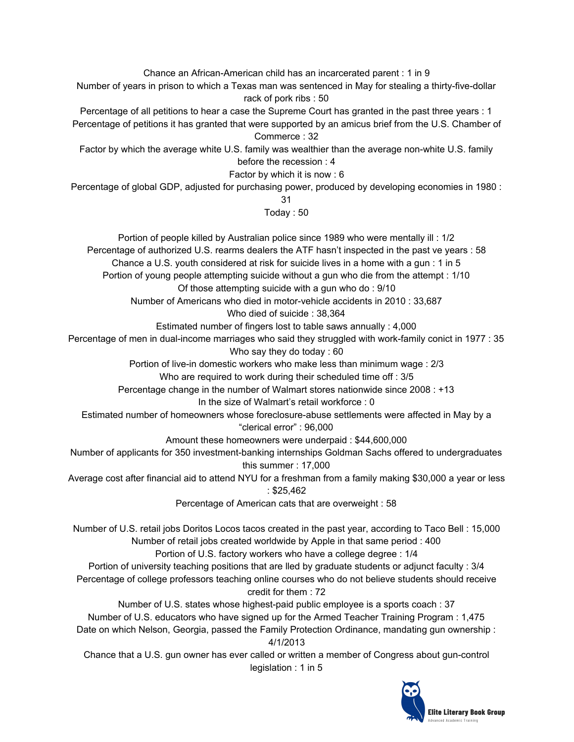Chance an African-American child has an incarcerated parent : 1 in 9

Number of years in prison to which a Texas man was sentenced in May for stealing a thirty-five-dollar rack of pork ribs : 50

Percentage of all petitions to hear a case the Supreme Court has granted in the past three years : 1

Percentage of petitions it has granted that were supported by an amicus brief from the U.S. Chamber of Commerce : 32

Factor by which the average white U.S. family was wealthier than the average non-white U.S. family before the recession : 4

Factor by which it is now : 6

Percentage of global GDP, adjusted for purchasing power, produced by developing economies in 1980 : 31

Today : 50

Portion of people killed by Australian police since 1989 who were mentally ill : 1/2

Percentage of authorized U.S. rearms dealers the ATF hasn't inspected in the past ve years : 58

Chance a U.S. youth considered at risk for suicide lives in a home with a gun : 1 in 5

Portion of young people attempting suicide without a gun who die from the attempt : 1/10

Of those attempting suicide with a gun who do : 9/10

Number of Americans who died in motor-vehicle accidents in 2010 : 33,687

Who died of suicide : 38,364

Estimated number of fingers lost to table saws annually : 4,000

Percentage of men in dual-income marriages who said they struggled with work-family conict in 1977 : 35

Who say they do today : 60

Portion of live-in domestic workers who make less than minimum wage : 2/3

Who are required to work during their scheduled time off : 3/5

Percentage change in the number of Walmart stores nationwide since 2008 : +13

In the size of Walmart's retail workforce : 0

Estimated number of homeowners whose foreclosure-abuse settlements were affected in May by a "clerical error" : 96,000

Amount these homeowners were underpaid : $44,600,000

Number of applicants for 350 investment-banking internships Goldman Sachs offered to undergraduates this summer : 17,000

Average cost after financial aid to attend NYU for a freshman from a family making $30,000 a year or less : $25,462

Percentage of American cats that are overweight : 58

Number of U.S. retail jobs Doritos Locos tacos created in the past year, according to Taco Bell : 15,000

Number of retail jobs created worldwide by Apple in that same period : 400

Portion of U.S. factory workers who have a college degree : 1/4

Portion of university teaching positions that are lled by graduate students or adjunct faculty : 3/4

Percentage of college professors teaching online courses who do not believe students should receive credit for them : 72

Number of U.S. states whose highest-paid public employee is a sports coach : 37

Number of U.S. educators who have signed up for the Armed Teacher Training Program : 1,475

Date on which Nelson, Georgia, passed the Family Protection Ordinance, mandating gun ownership : 4/1/2013

Chance that a U.S. gun owner has ever called or written a member of Congress about gun-control legislation : 1 in 5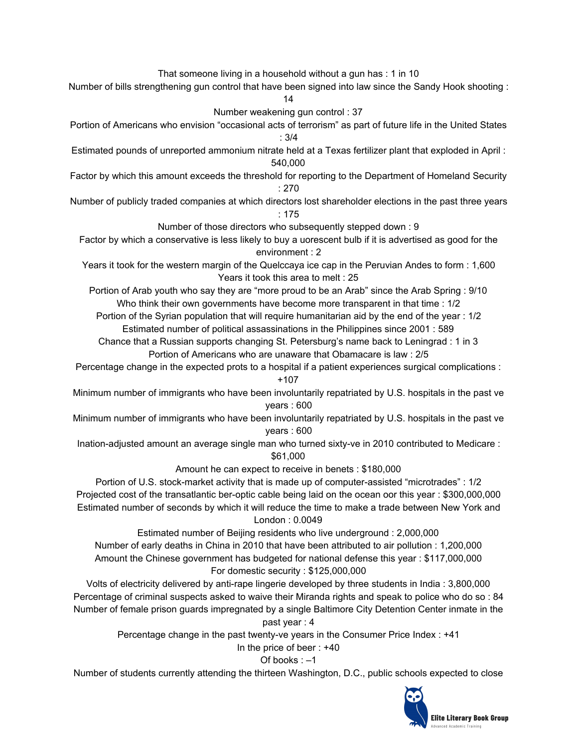That someone living in a household without a gun has : 1 in 10

Number of bills strengthening gun control that have been signed into law since the Sandy Hook shooting : 14

Number weakening gun control : 37

Portion of Americans who envision “occasional acts of terrorism” as part of future life in the United States : 3/4

Estimated pounds of unreported ammonium nitrate held at a Texas fertilizer plant that exploded in April : 540,000

Factor by which this amount exceeds the threshold for reporting to the Department of Homeland Security : 270

Number of publicly traded companies at which directors lost shareholder elections in the past three years : 175

Number of those directors who subsequently stepped down : 9

Factor by which a conservative is less likely to buy a uorescent bulb if it is advertised as good for the environment : 2

Years it took for the western margin of the Quelccaya ice cap in the Peruvian Andes to form : 1,600

Years it took this area to melt : 25

Portion of Arab youth who say they are “more proud to be an Arab” since the Arab Spring : 9/10

Who think their own governments have become more transparent in that time : 1/2

Portion of the Syrian population that will require humanitarian aid by the end of the year : 1/2

Estimated number of political assassinations in the Philippines since 2001 : 589

Chance that a Russian supports changing St. Petersburg’s name back to Leningrad : 1 in 3

Portion of Americans who are unaware that Obamacare is law : 2/5

Percentage change in the expected prots to a hospital if a patient experiences surgical complications : +107

Minimum number of immigrants who have been involuntarily repatriated by U.S. hospitals in the past ve years : 600

Minimum number of immigrants who have been involuntarily repatriated by U.S. hospitals in the past ve years : 600

Ination-adjusted amount an average single man who turned sixty-ve in 2010 contributed to Medicare : $61,000

Amount he can expect to receive in benets : $180,000

Portion of U.S. stock-market activity that is made up of computer-assisted “microtrades” : 1/2

Projected cost of the transatlantic ber-optic cable being laid on the ocean oor this year : $300,000,000

Estimated number of seconds by which it will reduce the time to make a trade between New York and London : 0.0049

Estimated number of Beijing residents who live underground : 2,000,000

Number of early deaths in China in 2010 that have been attributed to air pollution : 1,200,000

Amount the Chinese government has budgeted for national defense this year : $117,000,000

For domestic security : $125,000,000

Volts of electricity delivered by anti-rape lingerie developed by three students in India : 3,800,000

Percentage of criminal suspects asked to waive their Miranda rights and speak to police who do so : 84

Number of female prison guards impregnated by a single Baltimore City Detention Center inmate in the past year : 4

Percentage change in the past twenty-ve years in the Consumer Price Index : +41

In the price of beer : +40

Of books : –1

Number of students currently attending the thirteen Washington, D.C., public schools expected to close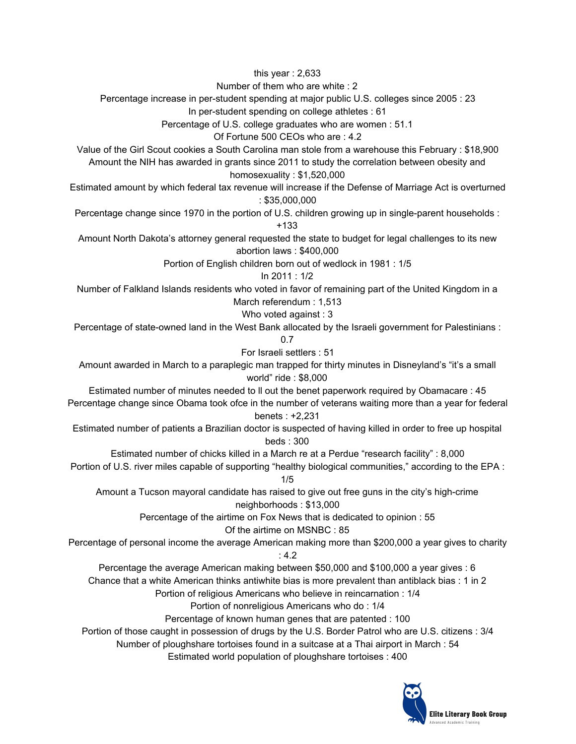this year : 2,633

Number of them who are white : 2

Percentage increase in per-student spending at major public U.S. colleges since 2005 : 23

In per-student spending on college athletes : 61

Percentage of U.S. college graduates who are women : 51.1

Of Fortune 500 CEOs who are : 4.2

Value of the Girl Scout cookies a South Carolina man stole from a warehouse this February : $18,900

Amount the NIH has awarded in grants since 2011 to study the correlation between obesity and homosexuality : $1,520,000

Estimated amount by which federal tax revenue will increase if the Defense of Marriage Act is overturned : $35,000,000

Percentage change since 1970 in the portion of U.S. children growing up in single-parent households : +133

Amount North Dakota's attorney general requested the state to budget for legal challenges to its new abortion laws : $400,000

Portion of English children born out of wedlock in 1981 : 1/5

In 2011 : 1/2

Number of Falkland Islands residents who voted in favor of remaining part of the United Kingdom in a March referendum : 1,513

Who voted against : 3

Percentage of state-owned land in the West Bank allocated by the Israeli government for Palestinians : 0.7

For Israeli settlers : 51

Amount awarded in March to a paraplegic man trapped for thirty minutes in Disneyland's "it's a small world" ride : $8,000

Estimated number of minutes needed to ll out the benet paperwork required by Obamacare : 45

Percentage change since Obama took ofce in the number of veterans waiting more than a year for federal benets : +2,231

Estimated number of patients a Brazilian doctor is suspected of having killed in order to free up hospital beds : 300

Estimated number of chicks killed in a March re at a Perdue "research facility" : 8,000

Portion of U.S. river miles capable of supporting "healthy biological communities," according to the EPA : 1/5

Amount a Tucson mayoral candidate has raised to give out free guns in the city's high-crime neighborhoods : $13,000

Percentage of the airtime on Fox News that is dedicated to opinion : 55

Of the airtime on MSNBC : 85

Percentage of personal income the average American making more than $200,000 a year gives to charity : 4.2

Percentage the average American making between $50,000 and $100,000 a year gives : 6

Chance that a white American thinks antiwhite bias is more prevalent than antiblack bias : 1 in 2

Portion of religious Americans who believe in reincarnation : 1/4

Portion of nonreligious Americans who do : 1/4

Percentage of known human genes that are patented : 100

Portion of those caught in possession of drugs by the U.S. Border Patrol who are U.S. citizens : 3/4

Number of ploughshare tortoises found in a suitcase at a Thai airport in March : 54

Estimated world population of ploughshare tortoises : 400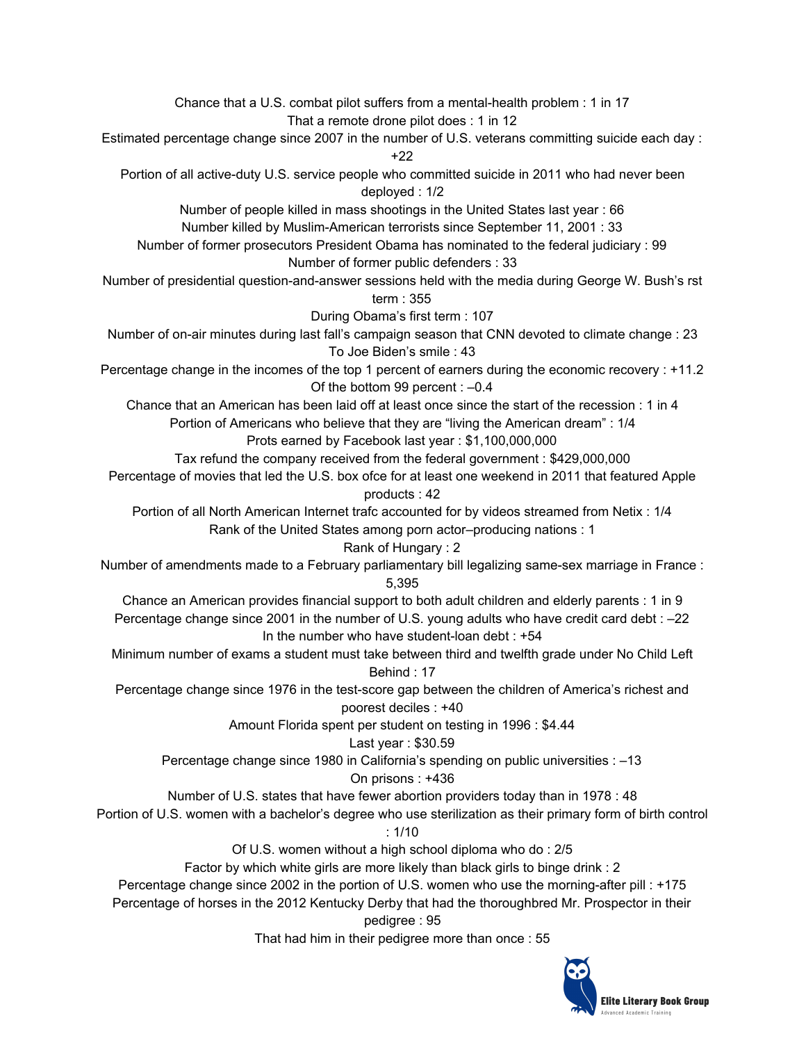Chance that a U.S. combat pilot suffers from a mental-health problem : 1 in 17

That a remote drone pilot does : 1 in 12

Estimated percentage change since 2007 in the number of U.S. veterans committing suicide each day : +22

Portion of all active-duty U.S. service people who committed suicide in 2011 who had never been deployed : 1/2

Number of people killed in mass shootings in the United States last year : 66

Number killed by Muslim-American terrorists since September 11, 2001 : 33

Number of former prosecutors President Obama has nominated to the federal judiciary : 99

Number of former public defenders : 33

Number of presidential question-and-answer sessions held with the media during George W. Bush's rst term : 355

During Obama's first term : 107

Number of on-air minutes during last fall's campaign season that CNN devoted to climate change : 23

To Joe Biden's smile : 43

Percentage change in the incomes of the top 1 percent of earners during the economic recovery : +11.2

Of the bottom 99 percent : –0.4

Chance that an American has been laid off at least once since the start of the recession : 1 in 4

Portion of Americans who believe that they are "living the American dream" : 1/4

Prots earned by Facebook last year : $1,100,000,000

Tax refund the company received from the federal government : $429,000,000

Percentage of movies that led the U.S. box ofce for at least one weekend in 2011 that featured Apple products : 42

Portion of all North American Internet trafc accounted for by videos streamed from Netix : 1/4

Rank of the United States among porn actor–producing nations : 1

Rank of Hungary : 2

Number of amendments made to a February parliamentary bill legalizing same-sex marriage in France : 5,395

Chance an American provides financial support to both adult children and elderly parents : 1 in 9

Percentage change since 2001 in the number of U.S. young adults who have credit card debt : –22

In the number who have student-loan debt : +54

Minimum number of exams a student must take between third and twelfth grade under No Child Left Behind : 17

Percentage change since 1976 in the test-score gap between the children of America's richest and poorest deciles : +40

Amount Florida spent per student on testing in 1996 : $4.44

Last year : $30.59

Percentage change since 1980 in California's spending on public universities : –13

On prisons : +436

Number of U.S. states that have fewer abortion providers today than in 1978 : 48

Portion of U.S. women with a bachelor's degree who use sterilization as their primary form of birth control : 1/10

Of U.S. women without a high school diploma who do : 2/5

Factor by which white girls are more likely than black girls to binge drink : 2

Percentage change since 2002 in the portion of U.S. women who use the morning-after pill : +175

Percentage of horses in the 2012 Kentucky Derby that had the thoroughbred Mr. Prospector in their pedigree : 95

That had him in their pedigree more than once : 55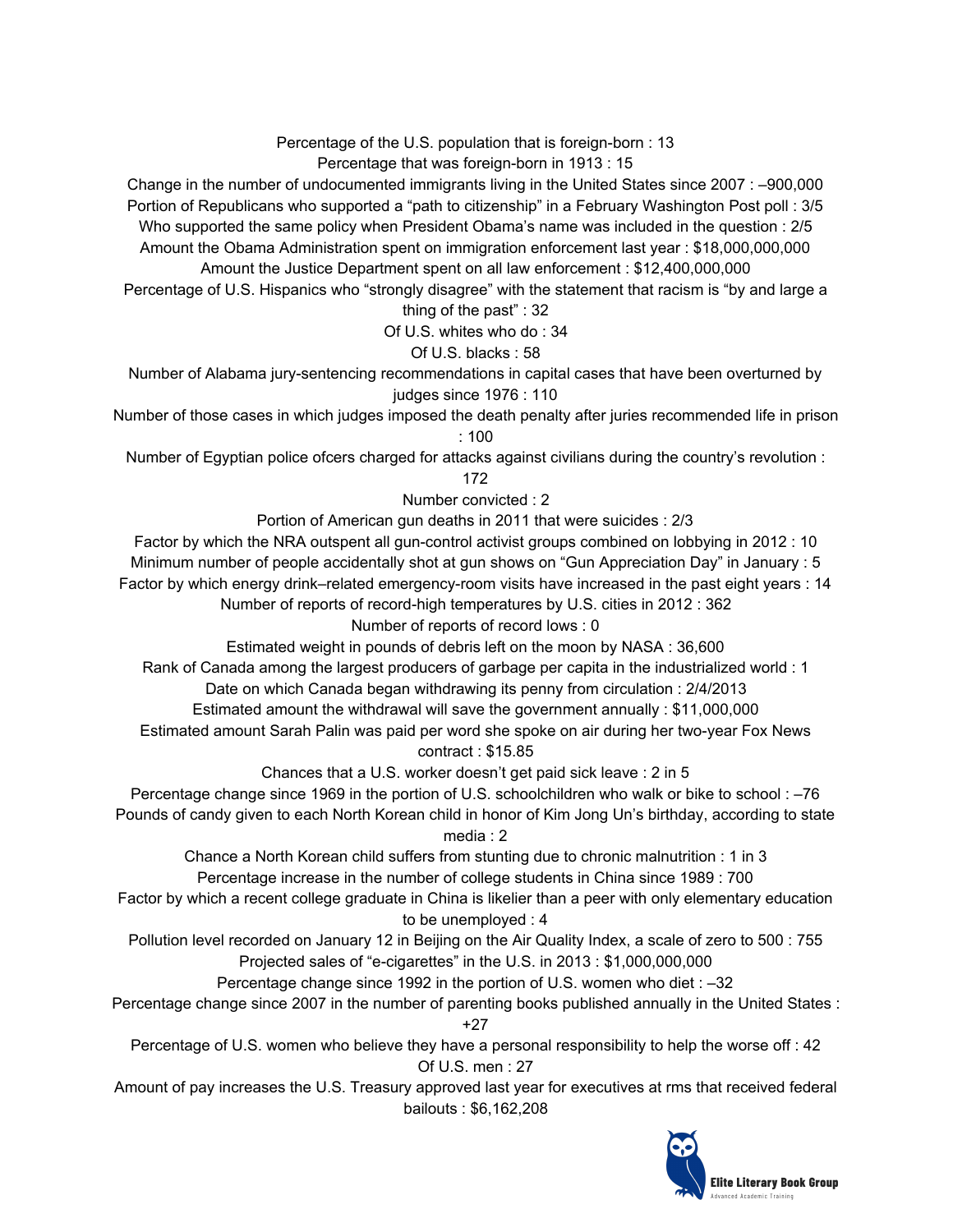Percentage of the U.S. population that is foreign-born : 13

Percentage that was foreign-born in 1913 : 15

Change in the number of undocumented immigrants living in the United States since 2007 : –900,000

Portion of Republicans who supported a "path to citizenship" in a February Washington Post poll : 3/5

Who supported the same policy when President Obama's name was included in the question : 2/5

Amount the Obama Administration spent on immigration enforcement last year : $18,000,000,000

Amount the Justice Department spent on all law enforcement : $12,400,000,000

Percentage of U.S. Hispanics who "strongly disagree" with the statement that racism is "by and large a thing of the past" : 32

Of U.S. whites who do : 34

Of U.S. blacks : 58

Number of Alabama jury-sentencing recommendations in capital cases that have been overturned by judges since 1976 : 110

Number of those cases in which judges imposed the death penalty after juries recommended life in prison : 100

Number of Egyptian police ofcers charged for attacks against civilians during the country's revolution : 172

Number convicted : 2

Portion of American gun deaths in 2011 that were suicides : 2/3

Factor by which the NRA outspent all gun-control activist groups combined on lobbying in 2012 : 10

Minimum number of people accidentally shot at gun shows on "Gun Appreciation Day" in January : 5

Factor by which energy drink–related emergency-room visits have increased in the past eight years : 14

Number of reports of record-high temperatures by U.S. cities in 2012 : 362

Number of reports of record lows : 0

Estimated weight in pounds of debris left on the moon by NASA : 36,600

Rank of Canada among the largest producers of garbage per capita in the industrialized world : 1

Date on which Canada began withdrawing its penny from circulation : 2/4/2013

Estimated amount the withdrawal will save the government annually : $11,000,000

Estimated amount Sarah Palin was paid per word she spoke on air during her two-year Fox News contract : $15.85

Chances that a U.S. worker doesn't get paid sick leave : 2 in 5

Percentage change since 1969 in the portion of U.S. schoolchildren who walk or bike to school : –76

Pounds of candy given to each North Korean child in honor of Kim Jong Un's birthday, according to state media : 2

Chance a North Korean child suffers from stunting due to chronic malnutrition : 1 in 3

Percentage increase in the number of college students in China since 1989 : 700

Factor by which a recent college graduate in China is likelier than a peer with only elementary education to be unemployed : 4

Pollution level recorded on January 12 in Beijing on the Air Quality Index, a scale of zero to 500 : 755

Projected sales of "e-cigarettes" in the U.S. in 2013 : $1,000,000,000

Percentage change since 1992 in the portion of U.S. women who diet : –32

Percentage change since 2007 in the number of parenting books published annually in the United States : +27

Percentage of U.S. women who believe they have a personal responsibility to help the worse off : 42

Of U.S. men : 27

Amount of pay increases the U.S. Treasury approved last year for executives at rms that received federal bailouts : $6,162,208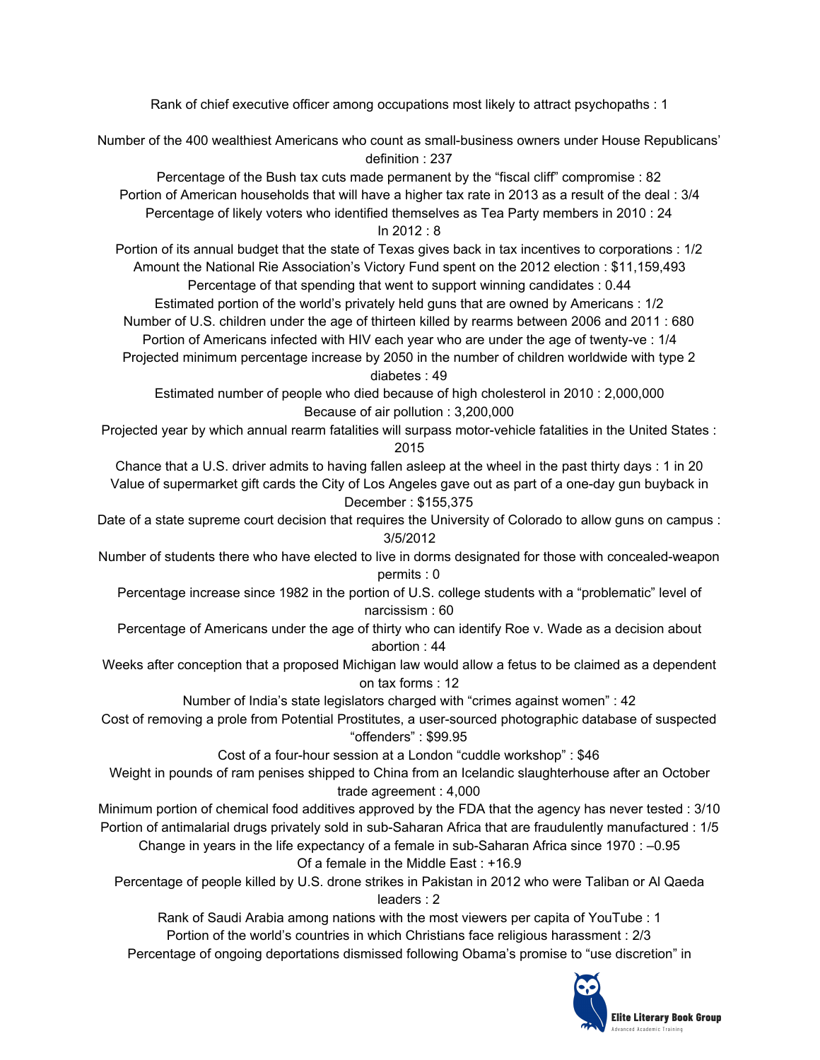Rank of chief executive officer among occupations most likely to attract psychopaths : 1

Number of the 400 wealthiest Americans who count as small-business owners under House Republicans' definition : 237

Percentage of the Bush tax cuts made permanent by the "fiscal cliff" compromise : 82

Portion of American households that will have a higher tax rate in 2013 as a result of the deal : 3/4

Percentage of likely voters who identified themselves as Tea Party members in 2010 : 24

In 2012 : 8

Portion of its annual budget that the state of Texas gives back in tax incentives to corporations : 1/2

Amount the National Rie Association's Victory Fund spent on the 2012 election : $11,159,493

Percentage of that spending that went to support winning candidates : 0.44

Estimated portion of the world's privately held guns that are owned by Americans : 1/2

Number of U.S. children under the age of thirteen killed by rearms between 2006 and 2011 : 680

Portion of Americans infected with HIV each year who are under the age of twenty-ve : 1/4

Projected minimum percentage increase by 2050 in the number of children worldwide with type 2 diabetes : 49

Estimated number of people who died because of high cholesterol in 2010 : 2,000,000

Because of air pollution : 3,200,000

Projected year by which annual rearm fatalities will surpass motor-vehicle fatalities in the United States : 2015

Chance that a U.S. driver admits to having fallen asleep at the wheel in the past thirty days : 1 in 20

Value of supermarket gift cards the City of Los Angeles gave out as part of a one-day gun buyback in December : $155,375

Date of a state supreme court decision that requires the University of Colorado to allow guns on campus : 3/5/2012

Number of students there who have elected to live in dorms designated for those with concealed-weapon permits : 0

Percentage increase since 1982 in the portion of U.S. college students with a "problematic" level of narcissism : 60

Percentage of Americans under the age of thirty who can identify Roe v. Wade as a decision about abortion : 44

Weeks after conception that a proposed Michigan law would allow a fetus to be claimed as a dependent on tax forms : 12

Number of India's state legislators charged with "crimes against women" : 42

Cost of removing a prole from Potential Prostitutes, a user-sourced photographic database of suspected "offenders" : $99.95

Cost of a four-hour session at a London "cuddle workshop" : $46

Weight in pounds of ram penises shipped to China from an Icelandic slaughterhouse after an October trade agreement : 4,000

Minimum portion of chemical food additives approved by the FDA that the agency has never tested : 3/10

Portion of antimalarial drugs privately sold in sub-Saharan Africa that are fraudulently manufactured : 1/5

Change in years in the life expectancy of a female in sub-Saharan Africa since 1970 : –0.95

Of a female in the Middle East : +16.9

Percentage of people killed by U.S. drone strikes in Pakistan in 2012 who were Taliban or Al Qaeda leaders : 2

Rank of Saudi Arabia among nations with the most viewers per capita of YouTube : 1

Portion of the world's countries in which Christians face religious harassment : 2/3

Percentage of ongoing deportations dismissed following Obama's promise to "use discretion" in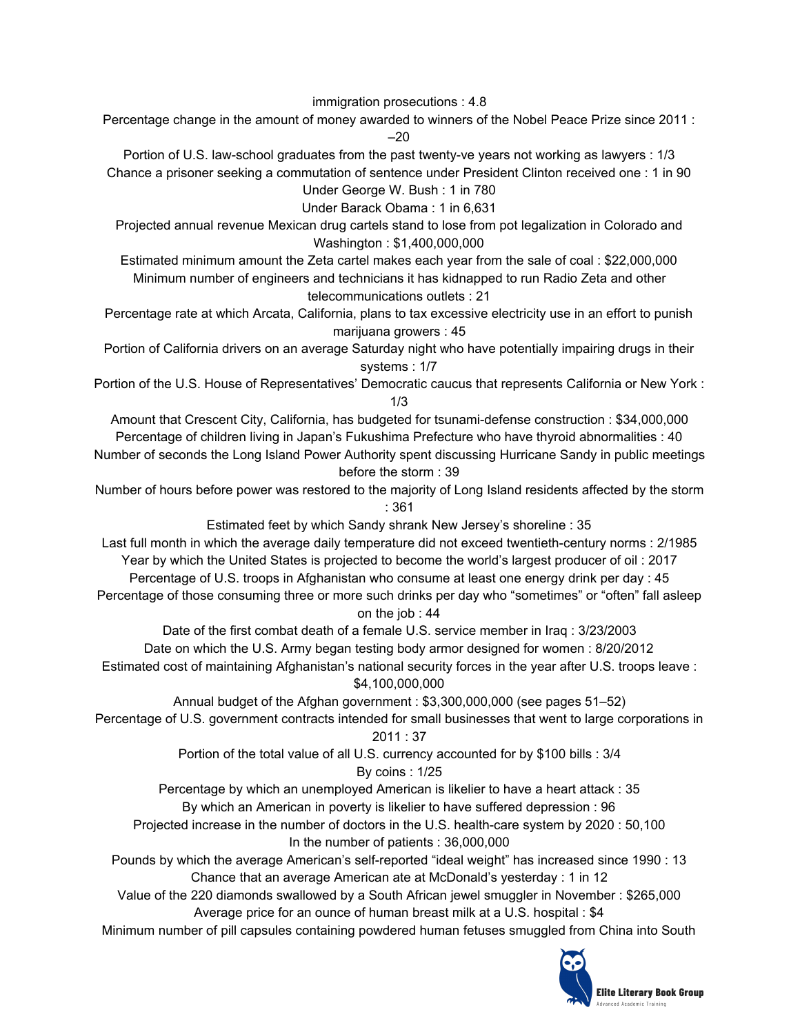immigration prosecutions : 4.8

Percentage change in the amount of money awarded to winners of the Nobel Peace Prize since 2011 : –20

Portion of U.S. law-school graduates from the past twenty-ve years not working as lawyers : 1/3

Chance a prisoner seeking a commutation of sentence under President Clinton received one : 1 in 90

Under George W. Bush : 1 in 780

Under Barack Obama : 1 in 6,631

Projected annual revenue Mexican drug cartels stand to lose from pot legalization in Colorado and Washington : $1,400,000,000

Estimated minimum amount the Zeta cartel makes each year from the sale of coal : $22,000,000

Minimum number of engineers and technicians it has kidnapped to run Radio Zeta and other telecommunications outlets : 21

Percentage rate at which Arcata, California, plans to tax excessive electricity use in an effort to punish marijuana growers : 45

Portion of California drivers on an average Saturday night who have potentially impairing drugs in their systems : 1/7

Portion of the U.S. House of Representatives' Democratic caucus that represents California or New York : 1/3

Amount that Crescent City, California, has budgeted for tsunami-defense construction : $34,000,000

Percentage of children living in Japan's Fukushima Prefecture who have thyroid abnormalities : 40

Number of seconds the Long Island Power Authority spent discussing Hurricane Sandy in public meetings before the storm : 39

Number of hours before power was restored to the majority of Long Island residents affected by the storm : 361

Estimated feet by which Sandy shrank New Jersey's shoreline : 35

Last full month in which the average daily temperature did not exceed twentieth-century norms : 2/1985

Year by which the United States is projected to become the world's largest producer of oil : 2017

Percentage of U.S. troops in Afghanistan who consume at least one energy drink per day : 45

Percentage of those consuming three or more such drinks per day who "sometimes" or "often" fall asleep on the job : 44

Date of the first combat death of a female U.S. service member in Iraq : 3/23/2003

Date on which the U.S. Army began testing body armor designed for women : 8/20/2012

Estimated cost of maintaining Afghanistan's national security forces in the year after U.S. troops leave : $4,100,000,000

Annual budget of the Afghan government : $3,300,000,000 (see pages 51–52)

Percentage of U.S. government contracts intended for small businesses that went to large corporations in 2011 : 37

Portion of the total value of all U.S. currency accounted for by $100 bills : 3/4

By coins : 1/25

Percentage by which an unemployed American is likelier to have a heart attack : 35

By which an American in poverty is likelier to have suffered depression : 96

Projected increase in the number of doctors in the U.S. health-care system by 2020 : 50,100

In the number of patients : 36,000,000

Pounds by which the average American's self-reported "ideal weight" has increased since 1990 : 13

Chance that an average American ate at McDonald's yesterday : 1 in 12

Value of the 220 diamonds swallowed by a South African jewel smuggler in November : $265,000

Average price for an ounce of human breast milk at a U.S. hospital : $4

Minimum number of pill capsules containing powdered human fetuses smuggled from China into South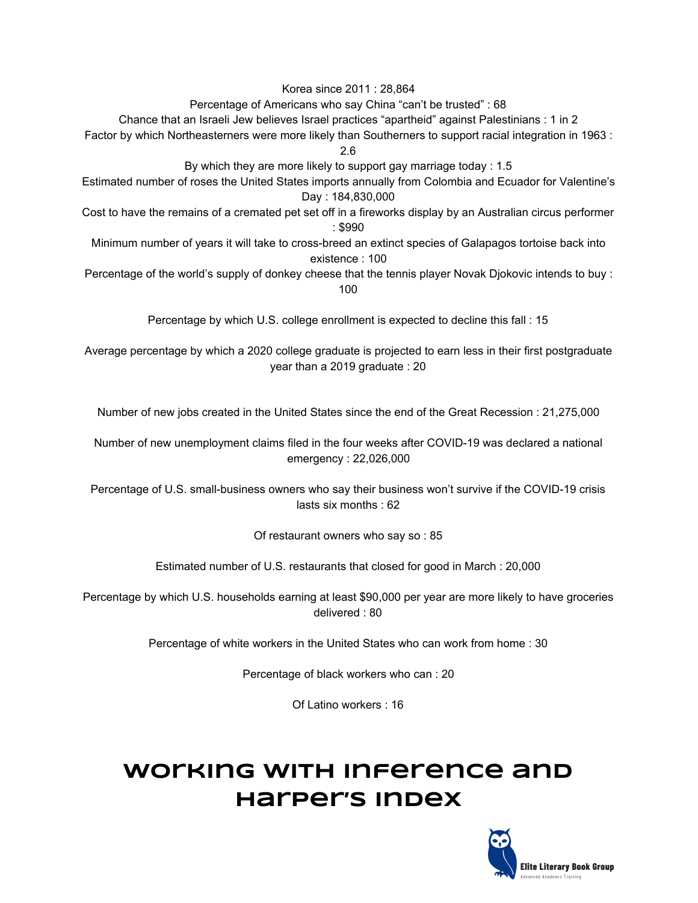Korea since 2011 : 28,864

Percentage of Americans who say China "can't be trusted" : 68

Chance that an Israeli Jew believes Israel practices "apartheid" against Palestinians : 1 in 2

Factor by which Northeasterners were more likely than Southerners to support racial integration in 1963 : 2.6

By which they are more likely to support gay marriage today : 1.5

Estimated number of roses the United States imports annually from Colombia and Ecuador for Valentine's Day : 184,830,000

Cost to have the remains of a cremated pet set off in a fireworks display by an Australian circus performer : $990

Minimum number of years it will take to cross-breed an extinct species of Galapagos tortoise back into existence : 100

Percentage of the world's supply of donkey cheese that the tennis player Novak Djokovic intends to buy : 100

Percentage by which U.S. college enrollment is expected to decline this fall : 15

Average percentage by which a 2020 college graduate is projected to earn less in their first postgraduate year than a 2019 graduate : 20

Number of new jobs created in the United States since the end of the Great Recession : 21,275,000

Number of new unemployment claims filed in the four weeks after COVID-19 was declared a national emergency : 22,026,000

Percentage of U.S. small-business owners who say their business won't survive if the COVID-19 crisis lasts six months : 62

Of restaurant owners who say so : 85

Estimated number of U.S. restaurants that closed for good in March : 20,000

Percentage by which U.S. households earning at least $90,000 per year are more likely to have groceries delivered : 80

Percentage of white workers in the United States who can work from home : 30

Percentage of black workers who can : 20

Of Latino workers : 16

# Working with Inference and Harper's Index

Elite Literary Book Group

Advanced Academic Training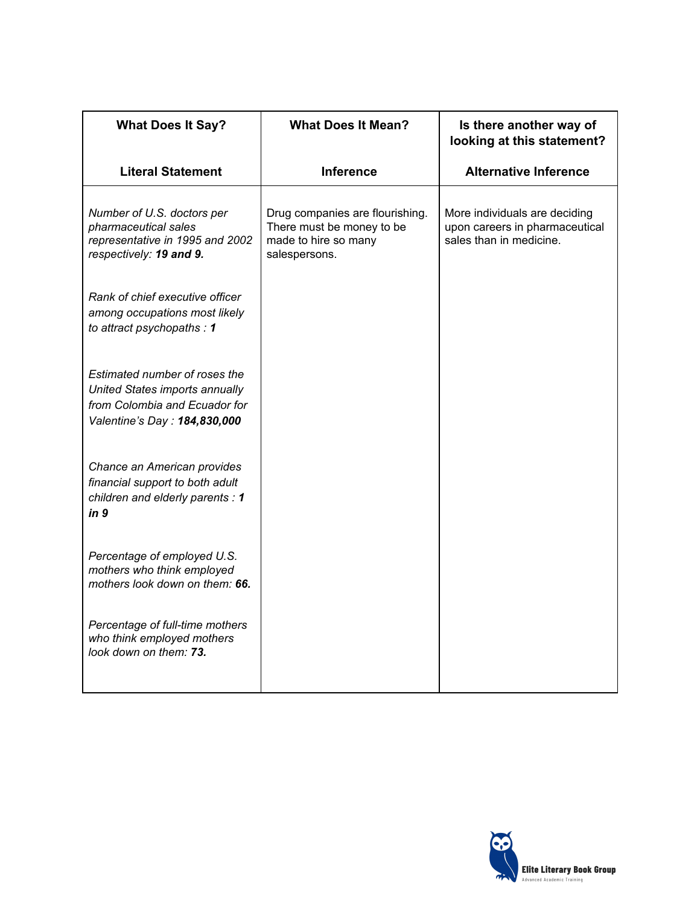| What Does It Say?<br><br>Literal Statement | What Does It Mean?<br><br>Inference | Is there another way of looking at this statement?<br><br>Alternative Inference |
|---|---|---|
| *Number of U.S. doctors per pharmaceutical sales representative in 1995 and 2002 respectively:* ***19 and 9.*** | Drug companies are flourishing. There must be money to be made to hire so many salespersons. | More individuals are deciding upon careers in pharmaceutical sales than in medicine. |
| *Rank of chief executive officer among occupations most likely to attract psychopaths :* ***1*** | | |
| *Estimated number of roses the United States imports annually from Colombia and Ecuador for Valentine's Day :* ***184,830,000*** | | |
| *Chance an American provides financial support to both adult children and elderly parents :* ***1 in 9*** | | |
| *Percentage of employed U.S. mothers who think employed mothers look down on them:* ***66.*** | | |
| *Percentage of full-time mothers who think employed mothers look down on them:* ***73.*** | | |